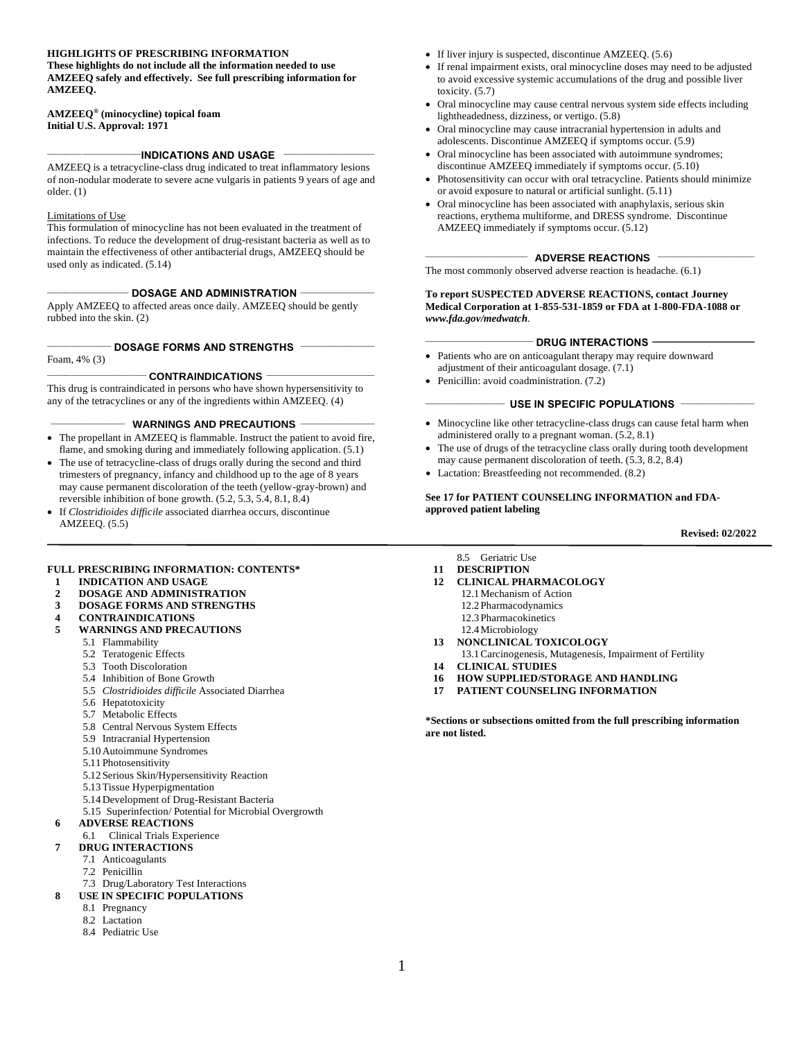**HIGHLIGHTS OF PRESCRIBING INFORMATION**
**These highlights do not include all the information needed to use AMZEEQ safely and effectively. See full prescribing information for AMZEEQ.**

**AMZEEQ® (minocycline) topical foam**
**Initial U.S. Approval: 1971**

## INDICATIONS AND USAGE

AMZEEQ is a tetracycline-class drug indicated to treat inflammatory lesions of non-nodular moderate to severe acne vulgaris in patients 9 years of age and older. (1)

Limitations of Use
This formulation of minocycline has not been evaluated in the treatment of infections. To reduce the development of drug-resistant bacteria as well as to maintain the effectiveness of other antibacterial drugs, AMZEEQ should be used only as indicated. (5.14)

## DOSAGE AND ADMINISTRATION

Apply AMZEEQ to affected areas once daily. AMZEEQ should be gently rubbed into the skin. (2)

## DOSAGE FORMS AND STRENGTHS

Foam, 4% (3)

## CONTRAINDICATIONS

This drug is contraindicated in persons who have shown hypersensitivity to any of the tetracyclines or any of the ingredients within AMZEEQ. (4)

## WARNINGS AND PRECAUTIONS

- The propellant in AMZEEQ is flammable. Instruct the patient to avoid fire, flame, and smoking during and immediately following application. (5.1)
- The use of tetracycline-class of drugs orally during the second and third trimesters of pregnancy, infancy and childhood up to the age of 8 years may cause permanent discoloration of the teeth (yellow-gray-brown) and reversible inhibition of bone growth. (5.2, 5.3, 5.4, 8.1, 8.4)
- If *Clostridioides difficile* associated diarrhea occurs, discontinue AMZEEQ. (5.5)
- If liver injury is suspected, discontinue AMZEEQ. (5.6)
- If renal impairment exists, oral minocycline doses may need to be adjusted to avoid excessive systemic accumulations of the drug and possible liver toxicity. (5.7)
- Oral minocycline may cause central nervous system side effects including lightheadedness, dizziness, or vertigo. (5.8)
- Oral minocycline may cause intracranial hypertension in adults and adolescents. Discontinue AMZEEQ if symptoms occur. (5.9)
- Oral minocycline has been associated with autoimmune syndromes; discontinue AMZEEQ immediately if symptoms occur. (5.10)
- Photosensitivity can occur with oral tetracycline. Patients should minimize or avoid exposure to natural or artificial sunlight. (5.11)
- Oral minocycline has been associated with anaphylaxis, serious skin reactions, erythema multiforme, and DRESS syndrome. Discontinue AMZEEQ immediately if symptoms occur. (5.12)

## ADVERSE REACTIONS

The most commonly observed adverse reaction is headache. (6.1)

**To report SUSPECTED ADVERSE REACTIONS, contact Journey Medical Corporation at 1-855-531-1859 or FDA at 1-800-FDA-1088 or *www.fda.gov/medwatch*.**

## DRUG INTERACTIONS

- Patients who are on anticoagulant therapy may require downward adjustment of their anticoagulant dosage. (7.1)
- Penicillin: avoid coadministration. (7.2)

## USE IN SPECIFIC POPULATIONS

- Minocycline like other tetracycline-class drugs can cause fetal harm when administered orally to a pregnant woman. (5.2, 8.1)
- The use of drugs of the tetracycline class orally during tooth development may cause permanent discoloration of teeth. (5.3, 8.2, 8.4)
- Lactation: Breastfeeding not recommended. (8.2)

**See 17 for PATIENT COUNSELING INFORMATION and FDA-approved patient labeling**

**Revised: 02/2022**

---

**FULL PRESCRIBING INFORMATION: CONTENTS***

**1 INDICATION AND USAGE**
**2 DOSAGE AND ADMINISTRATION**
**3 DOSAGE FORMS AND STRENGTHS**
**4 CONTRAINDICATIONS**
**5 WARNINGS AND PRECAUTIONS**
- 5.1 Flammability
- 5.2 Teratogenic Effects
- 5.3 Tooth Discoloration
- 5.4 Inhibition of Bone Growth
- 5.5 *Clostridioides difficile* Associated Diarrhea
- 5.6 Hepatotoxicity
- 5.7 Metabolic Effects
- 5.8 Central Nervous System Effects
- 5.9 Intracranial Hypertension
- 5.10 Autoimmune Syndromes
- 5.11 Photosensitivity
- 5.12 Serious Skin/Hypersensitivity Reaction
- 5.13 Tissue Hyperpigmentation
- 5.14 Development of Drug-Resistant Bacteria
- 5.15 Superinfection/ Potential for Microbial Overgrowth

**6 ADVERSE REACTIONS**
- 6.1 Clinical Trials Experience

**7 DRUG INTERACTIONS**
- 7.1 Anticoagulants
- 7.2 Penicillin
- 7.3 Drug/Laboratory Test Interactions

**8 USE IN SPECIFIC POPULATIONS**
- 8.1 Pregnancy
- 8.2 Lactation
- 8.4 Pediatric Use
- 8.5 Geriatric Use

**11 DESCRIPTION**
**12 CLINICAL PHARMACOLOGY**
- 12.1 Mechanism of Action
- 12.2 Pharmacodynamics
- 12.3 Pharmacokinetics
- 12.4 Microbiology

**13 NONCLINICAL TOXICOLOGY**
- 13.1 Carcinogenesis, Mutagenesis, Impairment of Fertility

**14 CLINICAL STUDIES**
**16 HOW SUPPLIED/STORAGE AND HANDLING**
**17 PATIENT COUNSELING INFORMATION**

***Sections or subsections omitted from the full prescribing information are not listed.**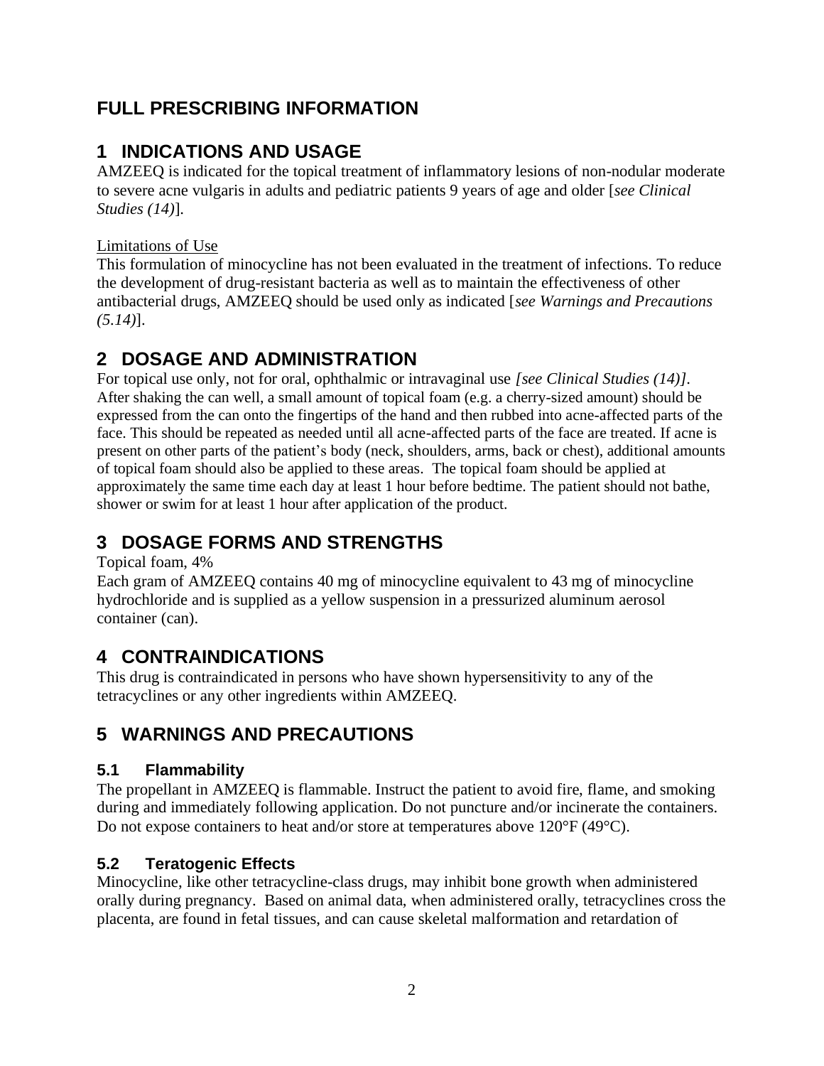# FULL PRESCRIBING INFORMATION

## 1 INDICATIONS AND USAGE

AMZEEQ is indicated for the topical treatment of inflammatory lesions of non-nodular moderate to severe acne vulgaris in adults and pediatric patients 9 years of age and older [*see Clinical Studies (14)*].

Limitations of Use

This formulation of minocycline has not been evaluated in the treatment of infections. To reduce the development of drug-resistant bacteria as well as to maintain the effectiveness of other antibacterial drugs, AMZEEQ should be used only as indicated [*see Warnings and Precautions (5.14)*].

## 2 DOSAGE AND ADMINISTRATION

For topical use only, not for oral, ophthalmic or intravaginal use *[see Clinical Studies (14)]*. After shaking the can well, a small amount of topical foam (e.g. a cherry-sized amount) should be expressed from the can onto the fingertips of the hand and then rubbed into acne-affected parts of the face. This should be repeated as needed until all acne-affected parts of the face are treated. If acne is present on other parts of the patient's body (neck, shoulders, arms, back or chest), additional amounts of topical foam should also be applied to these areas. The topical foam should be applied at approximately the same time each day at least 1 hour before bedtime. The patient should not bathe, shower or swim for at least 1 hour after application of the product.

## 3 DOSAGE FORMS AND STRENGTHS

Topical foam, 4%

Each gram of AMZEEQ contains 40 mg of minocycline equivalent to 43 mg of minocycline hydrochloride and is supplied as a yellow suspension in a pressurized aluminum aerosol container (can).

## 4 CONTRAINDICATIONS

This drug is contraindicated in persons who have shown hypersensitivity to any of the tetracyclines or any other ingredients within AMZEEQ.

## 5 WARNINGS AND PRECAUTIONS

### 5.1 Flammability

The propellant in AMZEEQ is flammable. Instruct the patient to avoid fire, flame, and smoking during and immediately following application. Do not puncture and/or incinerate the containers. Do not expose containers to heat and/or store at temperatures above 120°F (49°C).

### 5.2 Teratogenic Effects

Minocycline, like other tetracycline-class drugs, may inhibit bone growth when administered orally during pregnancy. Based on animal data, when administered orally, tetracyclines cross the placenta, are found in fetal tissues, and can cause skeletal malformation and retardation of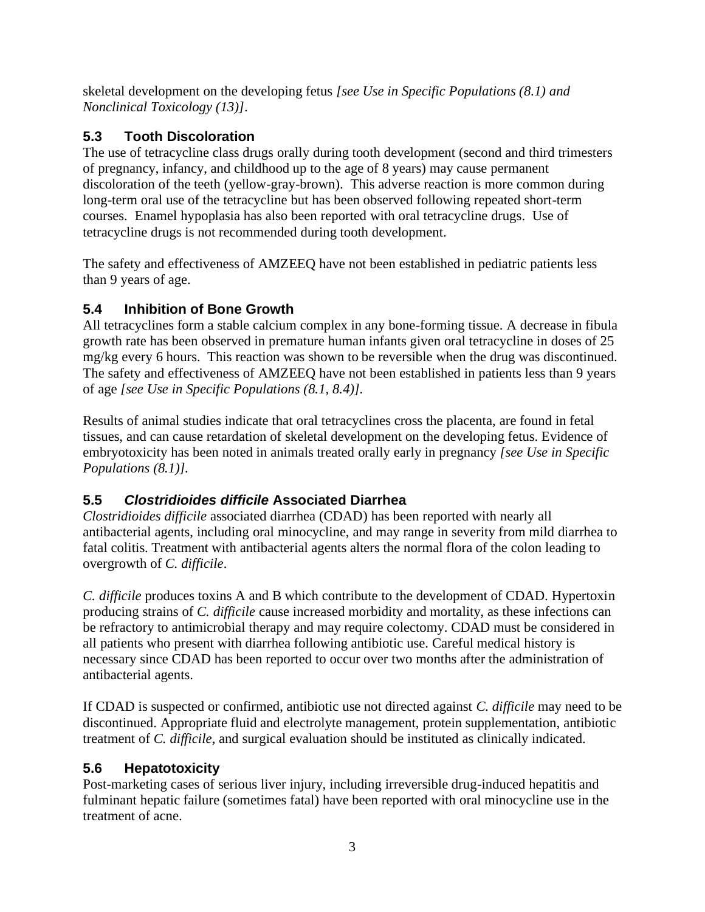skeletal development on the developing fetus *[see Use in Specific Populations (8.1) and Nonclinical Toxicology (13)]*.

### 5.3 Tooth Discoloration

The use of tetracycline class drugs orally during tooth development (second and third trimesters of pregnancy, infancy, and childhood up to the age of 8 years) may cause permanent discoloration of the teeth (yellow-gray-brown). This adverse reaction is more common during long-term oral use of the tetracycline but has been observed following repeated short-term courses. Enamel hypoplasia has also been reported with oral tetracycline drugs. Use of tetracycline drugs is not recommended during tooth development.

The safety and effectiveness of AMZEEQ have not been established in pediatric patients less than 9 years of age.

### 5.4 Inhibition of Bone Growth

All tetracyclines form a stable calcium complex in any bone-forming tissue. A decrease in fibula growth rate has been observed in premature human infants given oral tetracycline in doses of 25 mg/kg every 6 hours. This reaction was shown to be reversible when the drug was discontinued. The safety and effectiveness of AMZEEQ have not been established in patients less than 9 years of age *[see Use in Specific Populations (8.1, 8.4)]*.

Results of animal studies indicate that oral tetracyclines cross the placenta, are found in fetal tissues, and can cause retardation of skeletal development on the developing fetus. Evidence of embryotoxicity has been noted in animals treated orally early in pregnancy *[see Use in Specific Populations (8.1)]*.

### 5.5 *Clostridioides difficile* Associated Diarrhea

*Clostridioides difficile* associated diarrhea (CDAD) has been reported with nearly all antibacterial agents, including oral minocycline, and may range in severity from mild diarrhea to fatal colitis. Treatment with antibacterial agents alters the normal flora of the colon leading to overgrowth of *C. difficile*.

*C. difficile* produces toxins A and B which contribute to the development of CDAD. Hypertoxin producing strains of *C. difficile* cause increased morbidity and mortality, as these infections can be refractory to antimicrobial therapy and may require colectomy. CDAD must be considered in all patients who present with diarrhea following antibiotic use. Careful medical history is necessary since CDAD has been reported to occur over two months after the administration of antibacterial agents.

If CDAD is suspected or confirmed, antibiotic use not directed against *C. difficile* may need to be discontinued. Appropriate fluid and electrolyte management, protein supplementation, antibiotic treatment of *C. difficile*, and surgical evaluation should be instituted as clinically indicated.

### 5.6 Hepatotoxicity

Post-marketing cases of serious liver injury, including irreversible drug-induced hepatitis and fulminant hepatic failure (sometimes fatal) have been reported with oral minocycline use in the treatment of acne.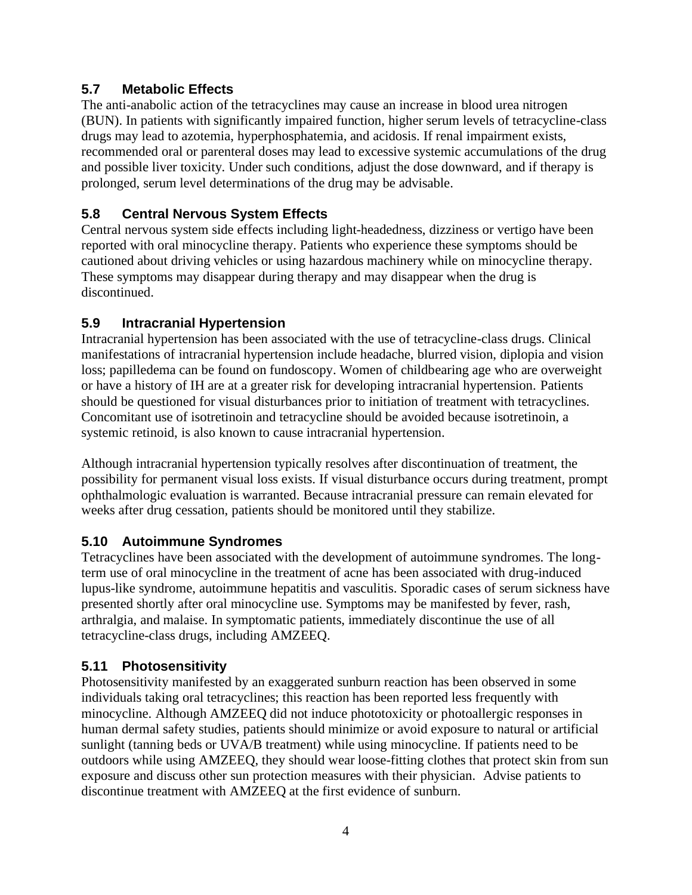### 5.7 Metabolic Effects

The anti-anabolic action of the tetracyclines may cause an increase in blood urea nitrogen (BUN). In patients with significantly impaired function, higher serum levels of tetracycline-class drugs may lead to azotemia, hyperphosphatemia, and acidosis. If renal impairment exists, recommended oral or parenteral doses may lead to excessive systemic accumulations of the drug and possible liver toxicity. Under such conditions, adjust the dose downward, and if therapy is prolonged, serum level determinations of the drug may be advisable.

### 5.8 Central Nervous System Effects

Central nervous system side effects including light-headedness, dizziness or vertigo have been reported with oral minocycline therapy. Patients who experience these symptoms should be cautioned about driving vehicles or using hazardous machinery while on minocycline therapy. These symptoms may disappear during therapy and may disappear when the drug is discontinued.

### 5.9 Intracranial Hypertension

Intracranial hypertension has been associated with the use of tetracycline-class drugs. Clinical manifestations of intracranial hypertension include headache, blurred vision, diplopia and vision loss; papilledema can be found on fundoscopy. Women of childbearing age who are overweight or have a history of IH are at a greater risk for developing intracranial hypertension. Patients should be questioned for visual disturbances prior to initiation of treatment with tetracyclines. Concomitant use of isotretinoin and tetracycline should be avoided because isotretinoin, a systemic retinoid, is also known to cause intracranial hypertension.

Although intracranial hypertension typically resolves after discontinuation of treatment, the possibility for permanent visual loss exists. If visual disturbance occurs during treatment, prompt ophthalmologic evaluation is warranted. Because intracranial pressure can remain elevated for weeks after drug cessation, patients should be monitored until they stabilize.

### 5.10 Autoimmune Syndromes

Tetracyclines have been associated with the development of autoimmune syndromes. The long-term use of oral minocycline in the treatment of acne has been associated with drug-induced lupus-like syndrome, autoimmune hepatitis and vasculitis. Sporadic cases of serum sickness have presented shortly after oral minocycline use. Symptoms may be manifested by fever, rash, arthralgia, and malaise. In symptomatic patients, immediately discontinue the use of all tetracycline-class drugs, including AMZEEQ.

### 5.11 Photosensitivity

Photosensitivity manifested by an exaggerated sunburn reaction has been observed in some individuals taking oral tetracyclines; this reaction has been reported less frequently with minocycline. Although AMZEEQ did not induce phototoxicity or photoallergic responses in human dermal safety studies, patients should minimize or avoid exposure to natural or artificial sunlight (tanning beds or UVA/B treatment) while using minocycline. If patients need to be outdoors while using AMZEEQ, they should wear loose-fitting clothes that protect skin from sun exposure and discuss other sun protection measures with their physician. Advise patients to discontinue treatment with AMZEEQ at the first evidence of sunburn.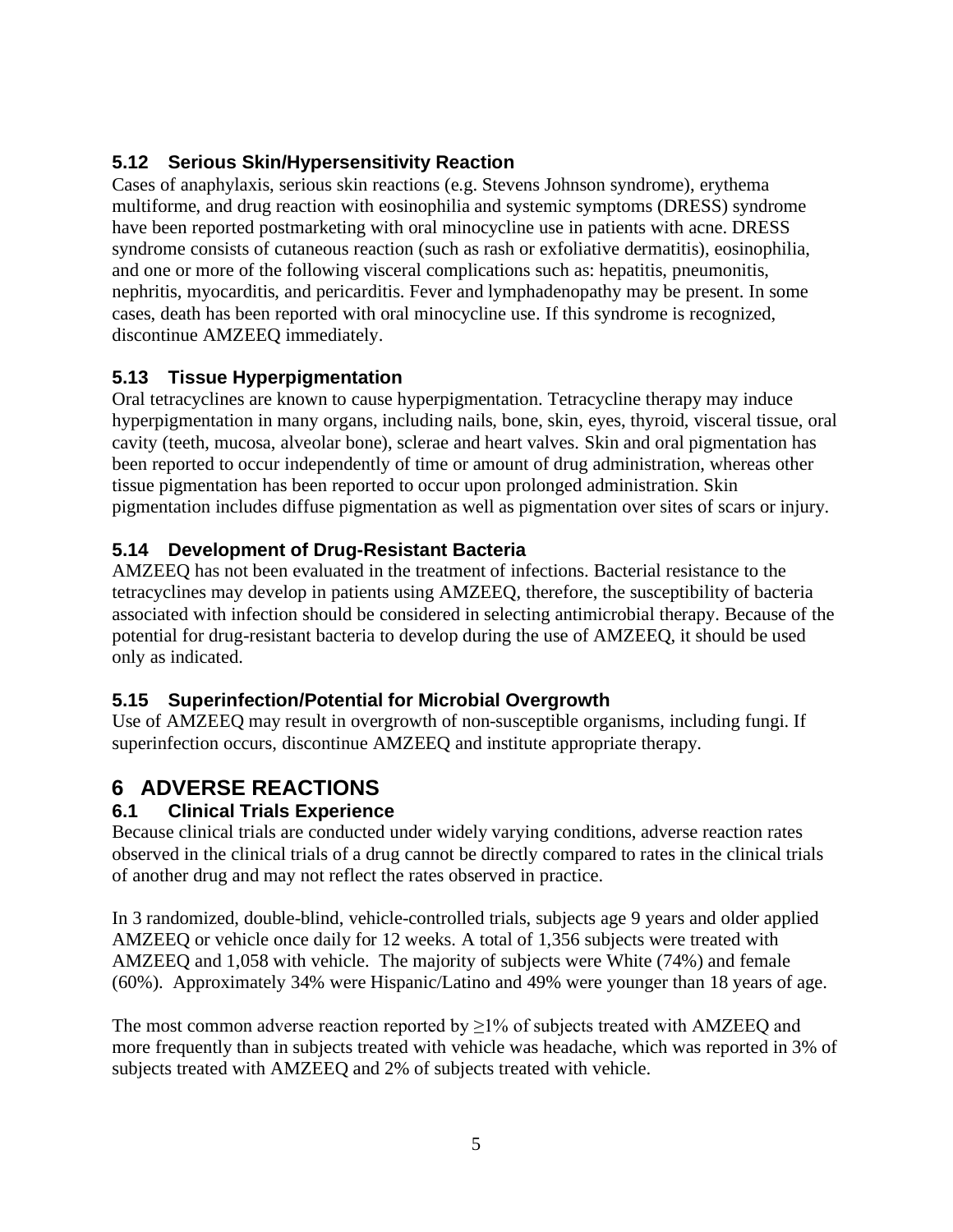### 5.12 Serious Skin/Hypersensitivity Reaction

Cases of anaphylaxis, serious skin reactions (e.g. Stevens Johnson syndrome), erythema multiforme, and drug reaction with eosinophilia and systemic symptoms (DRESS) syndrome have been reported postmarketing with oral minocycline use in patients with acne. DRESS syndrome consists of cutaneous reaction (such as rash or exfoliative dermatitis), eosinophilia, and one or more of the following visceral complications such as: hepatitis, pneumonitis, nephritis, myocarditis, and pericarditis. Fever and lymphadenopathy may be present. In some cases, death has been reported with oral minocycline use. If this syndrome is recognized, discontinue AMZEEQ immediately.

### 5.13 Tissue Hyperpigmentation

Oral tetracyclines are known to cause hyperpigmentation. Tetracycline therapy may induce hyperpigmentation in many organs, including nails, bone, skin, eyes, thyroid, visceral tissue, oral cavity (teeth, mucosa, alveolar bone), sclerae and heart valves. Skin and oral pigmentation has been reported to occur independently of time or amount of drug administration, whereas other tissue pigmentation has been reported to occur upon prolonged administration. Skin pigmentation includes diffuse pigmentation as well as pigmentation over sites of scars or injury.

### 5.14 Development of Drug-Resistant Bacteria

AMZEEQ has not been evaluated in the treatment of infections. Bacterial resistance to the tetracyclines may develop in patients using AMZEEQ, therefore, the susceptibility of bacteria associated with infection should be considered in selecting antimicrobial therapy. Because of the potential for drug-resistant bacteria to develop during the use of AMZEEQ, it should be used only as indicated.

### 5.15 Superinfection/Potential for Microbial Overgrowth

Use of AMZEEQ may result in overgrowth of non-susceptible organisms, including fungi. If superinfection occurs, discontinue AMZEEQ and institute appropriate therapy.

## 6 ADVERSE REACTIONS

### 6.1 Clinical Trials Experience

Because clinical trials are conducted under widely varying conditions, adverse reaction rates observed in the clinical trials of a drug cannot be directly compared to rates in the clinical trials of another drug and may not reflect the rates observed in practice.

In 3 randomized, double-blind, vehicle-controlled trials, subjects age 9 years and older applied AMZEEQ or vehicle once daily for 12 weeks. A total of 1,356 subjects were treated with AMZEEQ and 1,058 with vehicle. The majority of subjects were White (74%) and female (60%). Approximately 34% were Hispanic/Latino and 49% were younger than 18 years of age.

The most common adverse reaction reported by ≥1% of subjects treated with AMZEEQ and more frequently than in subjects treated with vehicle was headache, which was reported in 3% of subjects treated with AMZEEQ and 2% of subjects treated with vehicle.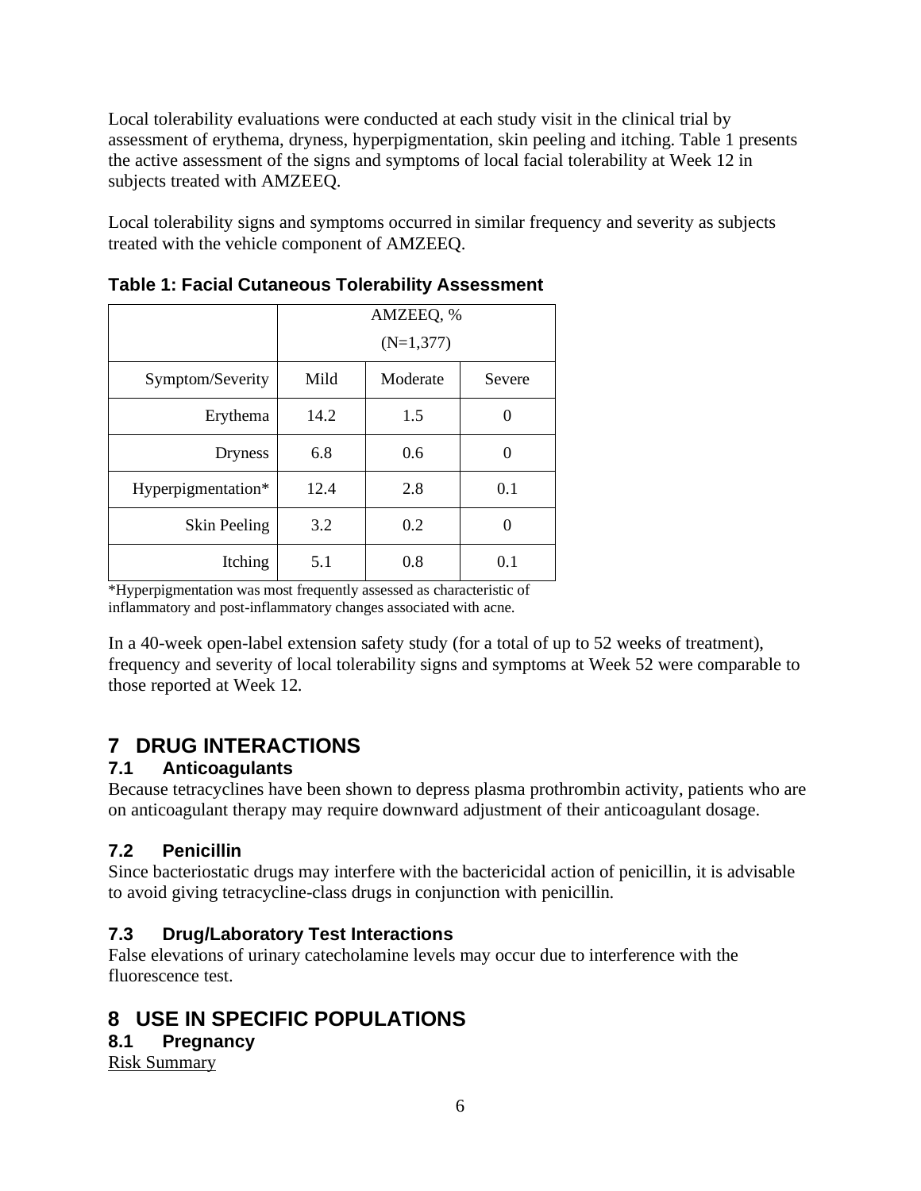Local tolerability evaluations were conducted at each study visit in the clinical trial by assessment of erythema, dryness, hyperpigmentation, skin peeling and itching. Table 1 presents the active assessment of the signs and symptoms of local facial tolerability at Week 12 in subjects treated with AMZEEQ.

Local tolerability signs and symptoms occurred in similar frequency and severity as subjects treated with the vehicle component of AMZEEQ.

**Table 1: Facial Cutaneous Tolerability Assessment**

| | AMZEEQ, % (N=1,377) | | |
|---|---|---|---|
| Symptom/Severity | Mild | Moderate | Severe |
| Erythema | 14.2 | 1.5 | 0 |
| Dryness | 6.8 | 0.6 | 0 |
| Hyperpigmentation* | 12.4 | 2.8 | 0.1 |
| Skin Peeling | 3.2 | 0.2 | 0 |
| Itching | 5.1 | 0.8 | 0.1 |

*Hyperpigmentation was most frequently assessed as characteristic of inflammatory and post-inflammatory changes associated with acne.

In a 40-week open-label extension safety study (for a total of up to 52 weeks of treatment), frequency and severity of local tolerability signs and symptoms at Week 52 were comparable to those reported at Week 12.

# 7 DRUG INTERACTIONS

## 7.1 Anticoagulants

Because tetracyclines have been shown to depress plasma prothrombin activity, patients who are on anticoagulant therapy may require downward adjustment of their anticoagulant dosage.

## 7.2 Penicillin

Since bacteriostatic drugs may interfere with the bactericidal action of penicillin, it is advisable to avoid giving tetracycline-class drugs in conjunction with penicillin.

## 7.3 Drug/Laboratory Test Interactions

False elevations of urinary catecholamine levels may occur due to interference with the fluorescence test.

# 8 USE IN SPECIFIC POPULATIONS

## 8.1 Pregnancy

Risk Summary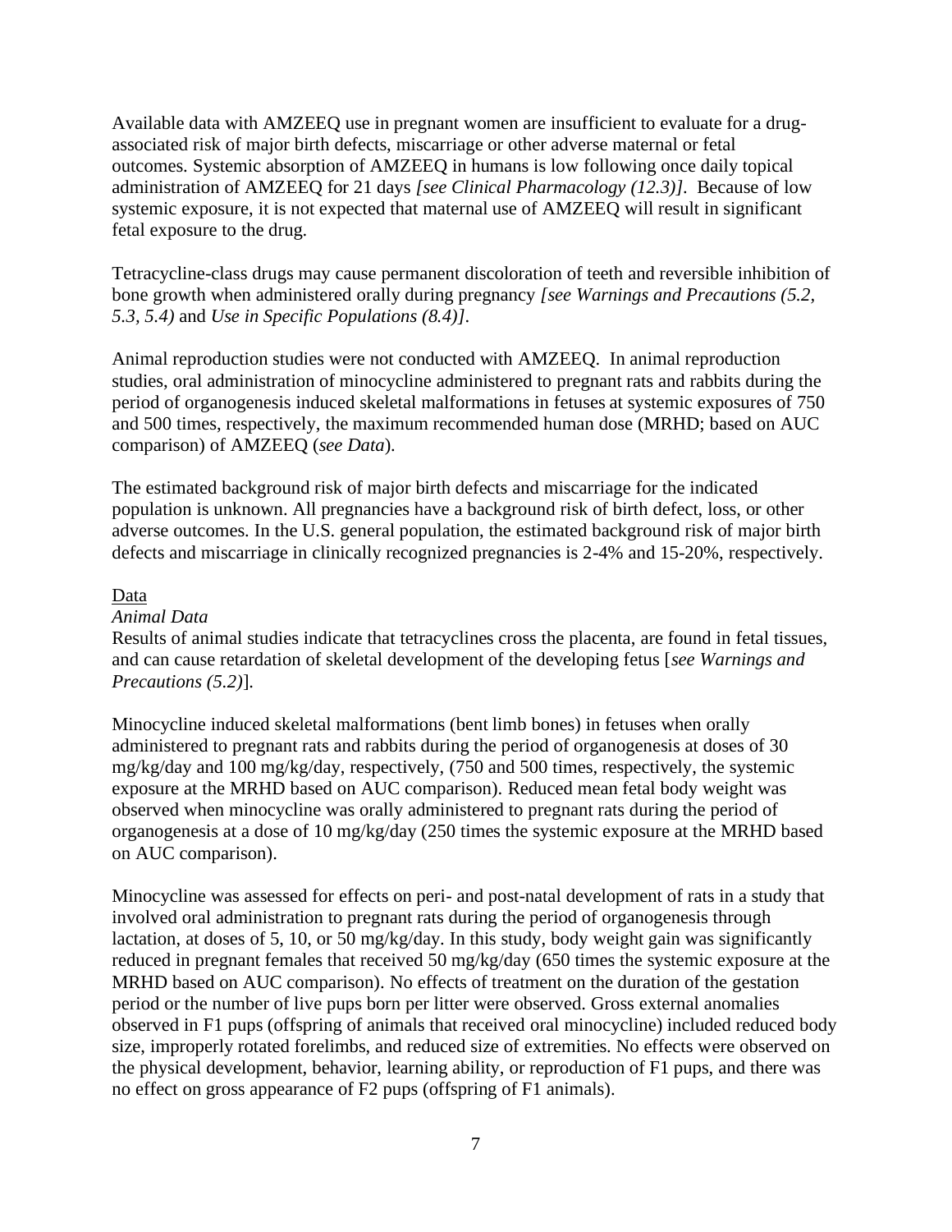Available data with AMZEEQ use in pregnant women are insufficient to evaluate for a drug-associated risk of major birth defects, miscarriage or other adverse maternal or fetal outcomes. Systemic absorption of AMZEEQ in humans is low following once daily topical administration of AMZEEQ for 21 days *[see Clinical Pharmacology (12.3)]*. Because of low systemic exposure, it is not expected that maternal use of AMZEEQ will result in significant fetal exposure to the drug.

Tetracycline-class drugs may cause permanent discoloration of teeth and reversible inhibition of bone growth when administered orally during pregnancy *[see Warnings and Precautions (5.2, 5.3, 5.4)* and *Use in Specific Populations (8.4)]*.

Animal reproduction studies were not conducted with AMZEEQ. In animal reproduction studies, oral administration of minocycline administered to pregnant rats and rabbits during the period of organogenesis induced skeletal malformations in fetuses at systemic exposures of 750 and 500 times, respectively, the maximum recommended human dose (MRHD; based on AUC comparison) of AMZEEQ (*see Data*).

The estimated background risk of major birth defects and miscarriage for the indicated population is unknown. All pregnancies have a background risk of birth defect, loss, or other adverse outcomes. In the U.S. general population, the estimated background risk of major birth defects and miscarriage in clinically recognized pregnancies is 2-4% and 15-20%, respectively.

Data

*Animal Data*

Results of animal studies indicate that tetracyclines cross the placenta, are found in fetal tissues, and can cause retardation of skeletal development of the developing fetus [*see Warnings and Precautions (5.2)*].

Minocycline induced skeletal malformations (bent limb bones) in fetuses when orally administered to pregnant rats and rabbits during the period of organogenesis at doses of 30 mg/kg/day and 100 mg/kg/day, respectively, (750 and 500 times, respectively, the systemic exposure at the MRHD based on AUC comparison). Reduced mean fetal body weight was observed when minocycline was orally administered to pregnant rats during the period of organogenesis at a dose of 10 mg/kg/day (250 times the systemic exposure at the MRHD based on AUC comparison).

Minocycline was assessed for effects on peri- and post-natal development of rats in a study that involved oral administration to pregnant rats during the period of organogenesis through lactation, at doses of 5, 10, or 50 mg/kg/day. In this study, body weight gain was significantly reduced in pregnant females that received 50 mg/kg/day (650 times the systemic exposure at the MRHD based on AUC comparison). No effects of treatment on the duration of the gestation period or the number of live pups born per litter were observed. Gross external anomalies observed in F1 pups (offspring of animals that received oral minocycline) included reduced body size, improperly rotated forelimbs, and reduced size of extremities. No effects were observed on the physical development, behavior, learning ability, or reproduction of F1 pups, and there was no effect on gross appearance of F2 pups (offspring of F1 animals).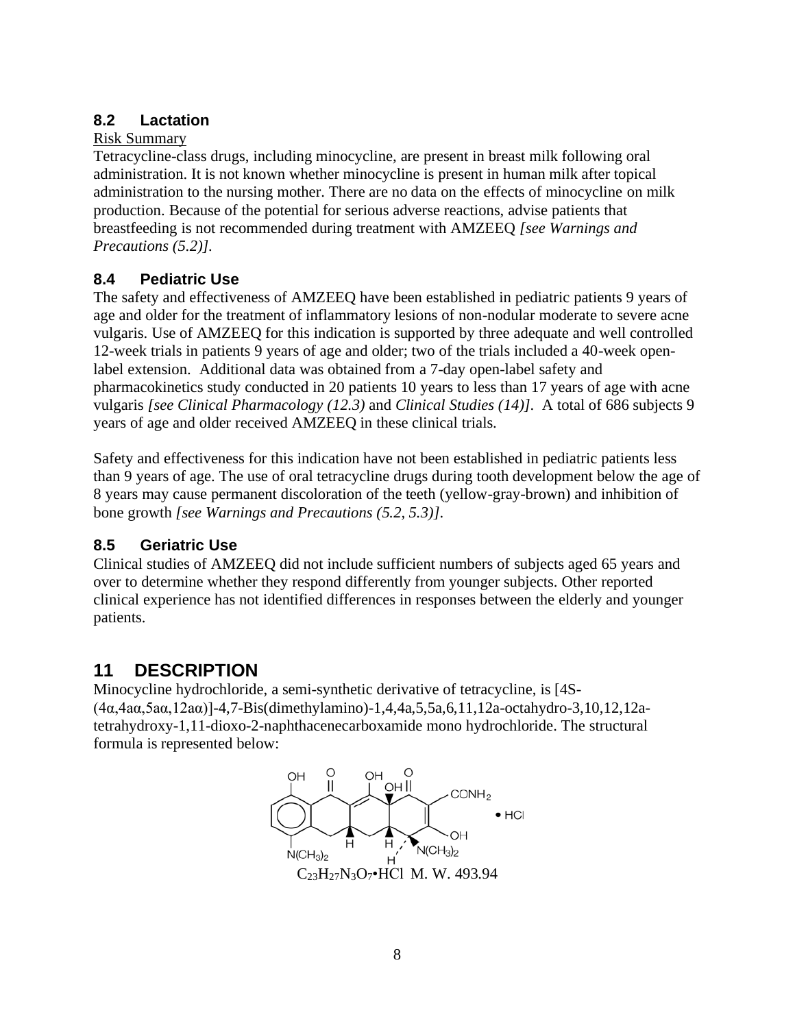## 8.2 Lactation

Risk Summary

Tetracycline-class drugs, including minocycline, are present in breast milk following oral administration. It is not known whether minocycline is present in human milk after topical administration to the nursing mother. There are no data on the effects of minocycline on milk production. Because of the potential for serious adverse reactions, advise patients that breastfeeding is not recommended during treatment with AMZEEQ *[see Warnings and Precautions (5.2)]*.

## 8.4 Pediatric Use

The safety and effectiveness of AMZEEQ have been established in pediatric patients 9 years of age and older for the treatment of inflammatory lesions of non-nodular moderate to severe acne vulgaris. Use of AMZEEQ for this indication is supported by three adequate and well controlled 12-week trials in patients 9 years of age and older; two of the trials included a 40-week open-label extension. Additional data was obtained from a 7-day open-label safety and pharmacokinetics study conducted in 20 patients 10 years to less than 17 years of age with acne vulgaris *[see Clinical Pharmacology (12.3)* and *Clinical Studies (14)]*. A total of 686 subjects 9 years of age and older received AMZEEQ in these clinical trials.

Safety and effectiveness for this indication have not been established in pediatric patients less than 9 years of age. The use of oral tetracycline drugs during tooth development below the age of 8 years may cause permanent discoloration of the teeth (yellow-gray-brown) and inhibition of bone growth *[see Warnings and Precautions (5.2, 5.3)]*.

## 8.5 Geriatric Use

Clinical studies of AMZEEQ did not include sufficient numbers of subjects aged 65 years and over to determine whether they respond differently from younger subjects. Other reported clinical experience has not identified differences in responses between the elderly and younger patients.

# 11 DESCRIPTION

Minocycline hydrochloride, a semi-synthetic derivative of tetracycline, is [4S-(4α,4aα,5aα,12aα)]-4,7-Bis(dimethylamino)-1,4,4a,5,5a,6,11,12a-octahydro-3,10,12,12a-tetrahydroxy-1,11-dioxo-2-naphthacenecarboxamide mono hydrochloride. The structural formula is represented below:

$C_{23}H_{27}N_3O_7 \bullet HCl$ M. W. 493.94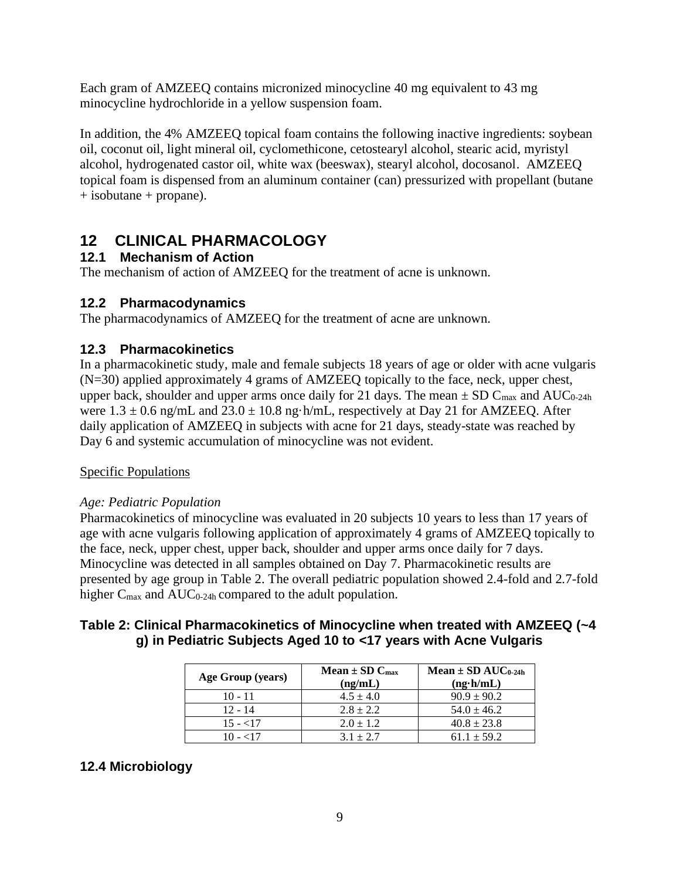Each gram of AMZEEQ contains micronized minocycline 40 mg equivalent to 43 mg minocycline hydrochloride in a yellow suspension foam.

In addition, the 4% AMZEEQ topical foam contains the following inactive ingredients: soybean oil, coconut oil, light mineral oil, cyclomethicone, cetostearyl alcohol, stearic acid, myristyl alcohol, hydrogenated castor oil, white wax (beeswax), stearyl alcohol, docosanol. AMZEEQ topical foam is dispensed from an aluminum container (can) pressurized with propellant (butane + isobutane + propane).

# 12 CLINICAL PHARMACOLOGY

## 12.1 Mechanism of Action

The mechanism of action of AMZEEQ for the treatment of acne is unknown.

## 12.2 Pharmacodynamics

The pharmacodynamics of AMZEEQ for the treatment of acne are unknown.

## 12.3 Pharmacokinetics

In a pharmacokinetic study, male and female subjects 18 years of age or older with acne vulgaris (N=30) applied approximately 4 grams of AMZEEQ topically to the face, neck, upper chest, upper back, shoulder and upper arms once daily for 21 days. The mean ± SD $C_{max}$ and $AUC_{0\text{-}24h}$ were 1.3 ± 0.6 ng/mL and 23.0 ± 10.8 ng·h/mL, respectively at Day 21 for AMZEEQ. After daily application of AMZEEQ in subjects with acne for 21 days, steady-state was reached by Day 6 and systemic accumulation of minocycline was not evident.

Specific Populations

*Age: Pediatric Population*

Pharmacokinetics of minocycline was evaluated in 20 subjects 10 years to less than 17 years of age with acne vulgaris following application of approximately 4 grams of AMZEEQ topically to the face, neck, upper chest, upper back, shoulder and upper arms once daily for 7 days. Minocycline was detected in all samples obtained on Day 7. Pharmacokinetic results are presented by age group in Table 2. The overall pediatric population showed 2.4-fold and 2.7-fold higher $C_{max}$ and $AUC_{0\text{-}24h}$ compared to the adult population.

**Table 2: Clinical Pharmacokinetics of Minocycline when treated with AMZEEQ (~4 g) in Pediatric Subjects Aged 10 to <17 years with Acne Vulgaris**

| Age Group (years) | Mean ± SD $C_{max}$ (ng/mL) | Mean ± SD $AUC_{0\text{-}24h}$ (ng·h/mL) |
|---|---|---|
| 10 - 11 | 4.5 ± 4.0 | 90.9 ± 90.2 |
| 12 - 14 | 2.8 ± 2.2 | 54.0 ± 46.2 |
| 15 - <17 | 2.0 ± 1.2 | 40.8 ± 23.8 |
| 10 - <17 | 3.1 ± 2.7 | 61.1 ± 59.2 |

## 12.4 Microbiology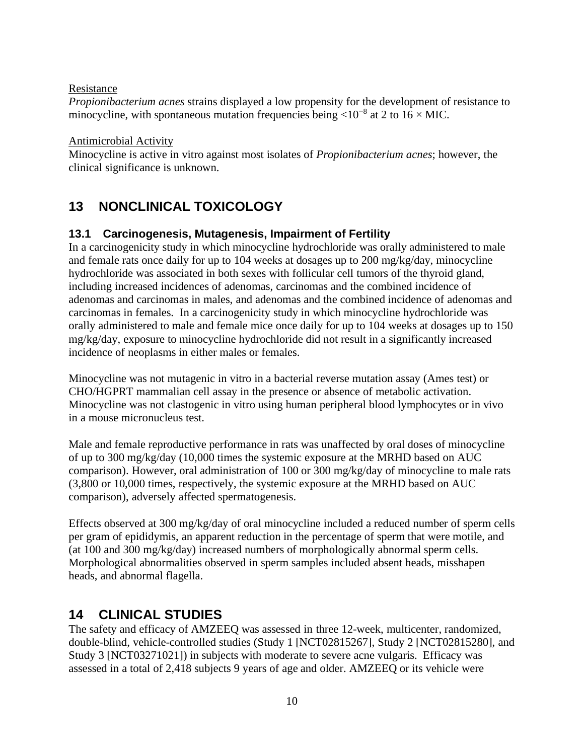Resistance

*Propionibacterium acnes* strains displayed a low propensity for the development of resistance to minocycline, with spontaneous mutation frequencies being $<10^{-8}$ at 2 to 16 × MIC.

Antimicrobial Activity

Minocycline is active in vitro against most isolates of *Propionibacterium acnes*; however, the clinical significance is unknown.

# 13 NONCLINICAL TOXICOLOGY

## 13.1 Carcinogenesis, Mutagenesis, Impairment of Fertility

In a carcinogenicity study in which minocycline hydrochloride was orally administered to male and female rats once daily for up to 104 weeks at dosages up to 200 mg/kg/day, minocycline hydrochloride was associated in both sexes with follicular cell tumors of the thyroid gland, including increased incidences of adenomas, carcinomas and the combined incidence of adenomas and carcinomas in males, and adenomas and the combined incidence of adenomas and carcinomas in females. In a carcinogenicity study in which minocycline hydrochloride was orally administered to male and female mice once daily for up to 104 weeks at dosages up to 150 mg/kg/day, exposure to minocycline hydrochloride did not result in a significantly increased incidence of neoplasms in either males or females.

Minocycline was not mutagenic in vitro in a bacterial reverse mutation assay (Ames test) or CHO/HGPRT mammalian cell assay in the presence or absence of metabolic activation. Minocycline was not clastogenic in vitro using human peripheral blood lymphocytes or in vivo in a mouse micronucleus test.

Male and female reproductive performance in rats was unaffected by oral doses of minocycline of up to 300 mg/kg/day (10,000 times the systemic exposure at the MRHD based on AUC comparison). However, oral administration of 100 or 300 mg/kg/day of minocycline to male rats (3,800 or 10,000 times, respectively, the systemic exposure at the MRHD based on AUC comparison), adversely affected spermatogenesis.

Effects observed at 300 mg/kg/day of oral minocycline included a reduced number of sperm cells per gram of epididymis, an apparent reduction in the percentage of sperm that were motile, and (at 100 and 300 mg/kg/day) increased numbers of morphologically abnormal sperm cells. Morphological abnormalities observed in sperm samples included absent heads, misshapen heads, and abnormal flagella.

# 14 CLINICAL STUDIES

The safety and efficacy of AMZEEQ was assessed in three 12-week, multicenter, randomized, double-blind, vehicle-controlled studies (Study 1 [NCT02815267], Study 2 [NCT02815280], and Study 3 [NCT03271021]) in subjects with moderate to severe acne vulgaris. Efficacy was assessed in a total of 2,418 subjects 9 years of age and older. AMZEEQ or its vehicle were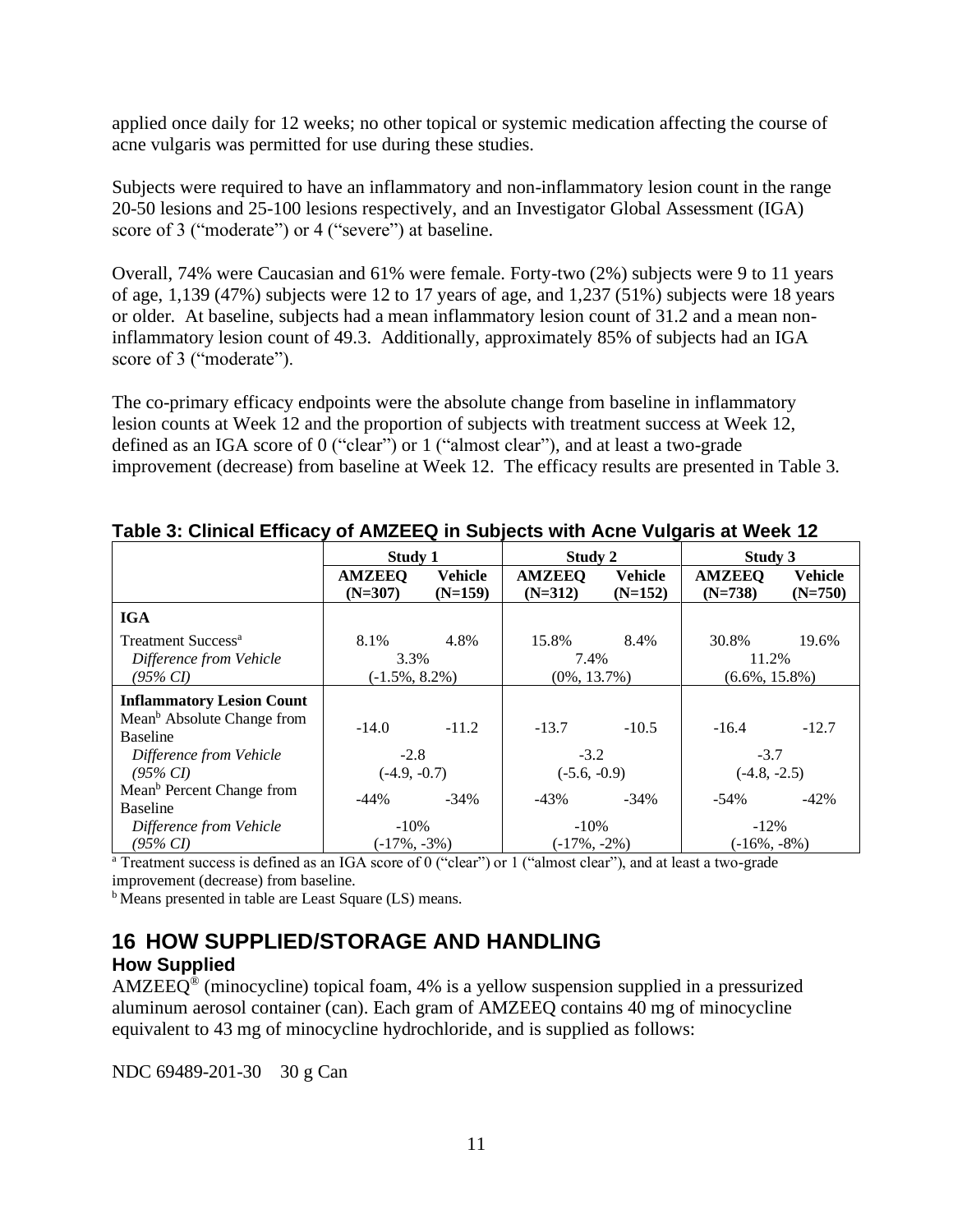applied once daily for 12 weeks; no other topical or systemic medication affecting the course of acne vulgaris was permitted for use during these studies.

Subjects were required to have an inflammatory and non-inflammatory lesion count in the range 20-50 lesions and 25-100 lesions respectively, and an Investigator Global Assessment (IGA) score of 3 ("moderate") or 4 ("severe") at baseline.

Overall, 74% were Caucasian and 61% were female. Forty-two (2%) subjects were 9 to 11 years of age, 1,139 (47%) subjects were 12 to 17 years of age, and 1,237 (51%) subjects were 18 years or older. At baseline, subjects had a mean inflammatory lesion count of 31.2 and a mean non-inflammatory lesion count of 49.3. Additionally, approximately 85% of subjects had an IGA score of 3 ("moderate").

The co-primary efficacy endpoints were the absolute change from baseline in inflammatory lesion counts at Week 12 and the proportion of subjects with treatment success at Week 12, defined as an IGA score of 0 ("clear") or 1 ("almost clear"), and at least a two-grade improvement (decrease) from baseline at Week 12. The efficacy results are presented in Table 3.

**Table 3: Clinical Efficacy of AMZEEQ in Subjects with Acne Vulgaris at Week 12**

| | **Study 1** | | **Study 2** | | **Study 3** | |
|---|---|---|---|---|---|---|
| | **AMZEEQ (N=307)** | **Vehicle (N=159)** | **AMZEEQ (N=312)** | **Vehicle (N=152)** | **AMZEEQ (N=738)** | **Vehicle (N=750)** |
| **IGA** | | | | | | |
| Treatment Success[a] | 8.1% | 4.8% | 15.8% | 8.4% | 30.8% | 19.6% |
| *Difference from Vehicle* | 3.3% | | 7.4% | | 11.2% | |
| *(95% CI)* | (-1.5%, 8.2%) | | (0%, 13.7%) | | (6.6%, 15.8%) | |
| **Inflammatory Lesion Count** | | | | | | |
| Mean[b] Absolute Change from Baseline | -14.0 | -11.2 | -13.7 | -10.5 | -16.4 | -12.7 |
| *Difference from Vehicle* | -2.8 | | -3.2 | | -3.7 | |
| *(95% CI)* | (-4.9, -0.7) | | (-5.6, -0.9) | | (-4.8, -2.5) | |
| Mean[b] Percent Change from Baseline | -44% | -34% | -43% | -34% | -54% | -42% |
| *Difference from Vehicle* | -10% | | -10% | | -12% | |
| *(95% CI)* | (-17%, -3%) | | (-17%, -2%) | | (-16%, -8%) | |

[a] Treatment success is defined as an IGA score of 0 ("clear") or 1 ("almost clear"), and at least a two-grade improvement (decrease) from baseline.

[b] Means presented in table are Least Square (LS) means.

# 16 HOW SUPPLIED/STORAGE AND HANDLING

## How Supplied

AMZEEQ® (minocycline) topical foam, 4% is a yellow suspension supplied in a pressurized aluminum aerosol container (can). Each gram of AMZEEQ contains 40 mg of minocycline equivalent to 43 mg of minocycline hydrochloride, and is supplied as follows:

NDC 69489-201-30 30 g Can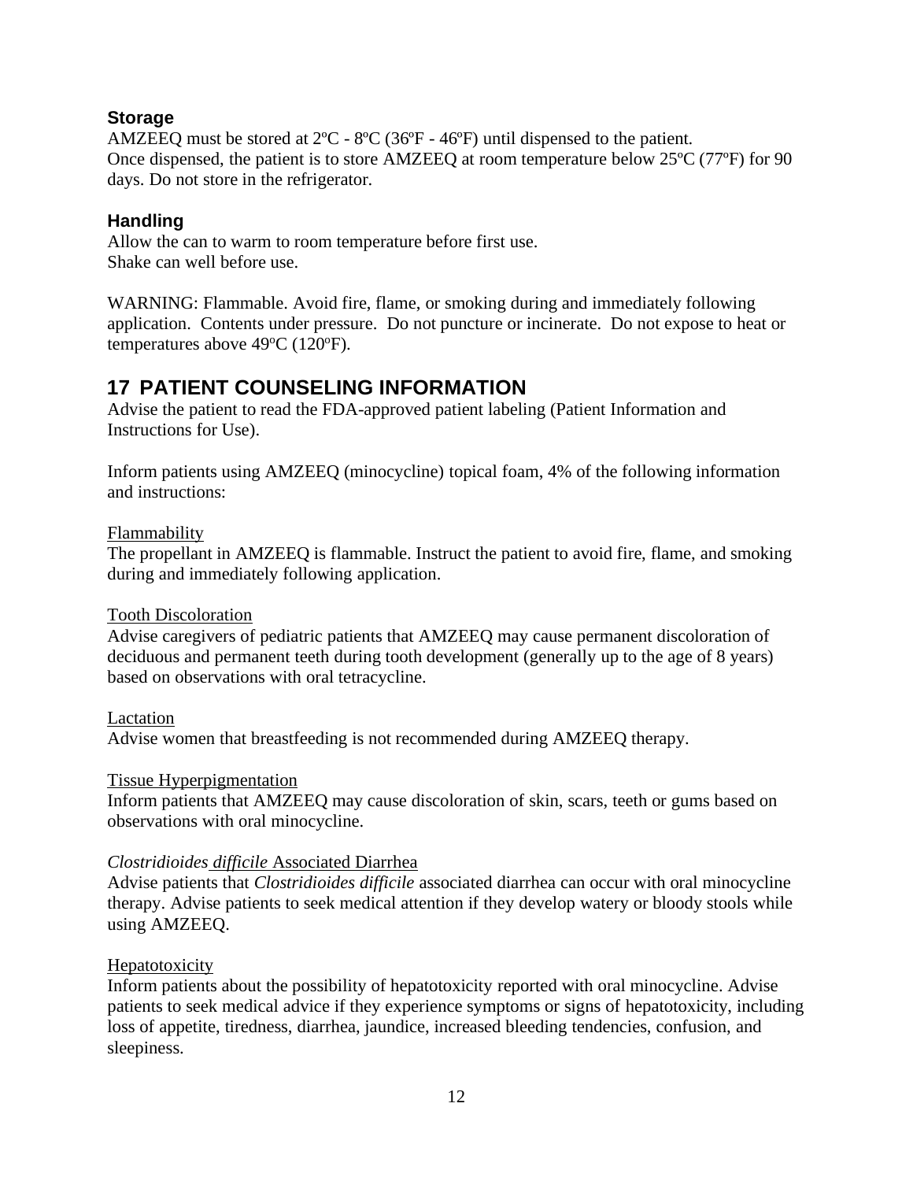### Storage

AMZEEQ must be stored at 2ºC - 8ºC (36ºF - 46ºF) until dispensed to the patient.
Once dispensed, the patient is to store AMZEEQ at room temperature below 25ºC (77ºF) for 90 days. Do not store in the refrigerator.

### Handling

Allow the can to warm to room temperature before first use.
Shake can well before use.

WARNING: Flammable. Avoid fire, flame, or smoking during and immediately following application. Contents under pressure. Do not puncture or incinerate. Do not expose to heat or temperatures above 49ºC (120ºF).

## 17 PATIENT COUNSELING INFORMATION

Advise the patient to read the FDA-approved patient labeling (Patient Information and Instructions for Use).

Inform patients using AMZEEQ (minocycline) topical foam, 4% of the following information and instructions:

Flammability
The propellant in AMZEEQ is flammable. Instruct the patient to avoid fire, flame, and smoking during and immediately following application.

Tooth Discoloration
Advise caregivers of pediatric patients that AMZEEQ may cause permanent discoloration of deciduous and permanent teeth during tooth development (generally up to the age of 8 years) based on observations with oral tetracycline.

Lactation
Advise women that breastfeeding is not recommended during AMZEEQ therapy.

Tissue Hyperpigmentation
Inform patients that AMZEEQ may cause discoloration of skin, scars, teeth or gums based on observations with oral minocycline.

*Clostridioides difficile* Associated Diarrhea
Advise patients that *Clostridioides difficile* associated diarrhea can occur with oral minocycline therapy. Advise patients to seek medical attention if they develop watery or bloody stools while using AMZEEQ.

Hepatotoxicity
Inform patients about the possibility of hepatotoxicity reported with oral minocycline. Advise patients to seek medical advice if they experience symptoms or signs of hepatotoxicity, including loss of appetite, tiredness, diarrhea, jaundice, increased bleeding tendencies, confusion, and sleepiness.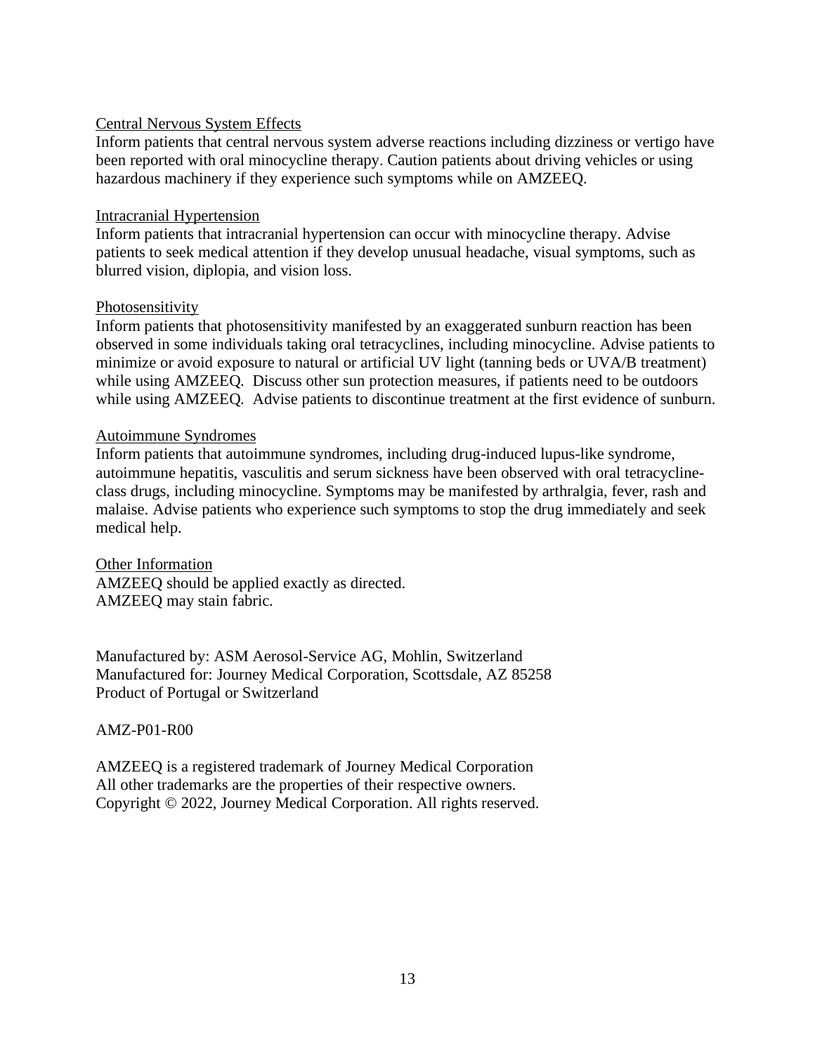Central Nervous System Effects

Inform patients that central nervous system adverse reactions including dizziness or vertigo have been reported with oral minocycline therapy. Caution patients about driving vehicles or using hazardous machinery if they experience such symptoms while on AMZEEQ.

Intracranial Hypertension

Inform patients that intracranial hypertension can occur with minocycline therapy. Advise patients to seek medical attention if they develop unusual headache, visual symptoms, such as blurred vision, diplopia, and vision loss.

Photosensitivity

Inform patients that photosensitivity manifested by an exaggerated sunburn reaction has been observed in some individuals taking oral tetracyclines, including minocycline. Advise patients to minimize or avoid exposure to natural or artificial UV light (tanning beds or UVA/B treatment) while using AMZEEQ. Discuss other sun protection measures, if patients need to be outdoors while using AMZEEQ. Advise patients to discontinue treatment at the first evidence of sunburn.

Autoimmune Syndromes

Inform patients that autoimmune syndromes, including drug-induced lupus-like syndrome, autoimmune hepatitis, vasculitis and serum sickness have been observed with oral tetracycline-class drugs, including minocycline. Symptoms may be manifested by arthralgia, fever, rash and malaise. Advise patients who experience such symptoms to stop the drug immediately and seek medical help.

Other Information

AMZEEQ should be applied exactly as directed.
AMZEEQ may stain fabric.

Manufactured by: ASM Aerosol-Service AG, Mohlin, Switzerland
Manufactured for: Journey Medical Corporation, Scottsdale, AZ 85258
Product of Portugal or Switzerland

AMZ-P01-R00

AMZEEQ is a registered trademark of Journey Medical Corporation
All other trademarks are the properties of their respective owners.
Copyright © 2022, Journey Medical Corporation. All rights reserved.